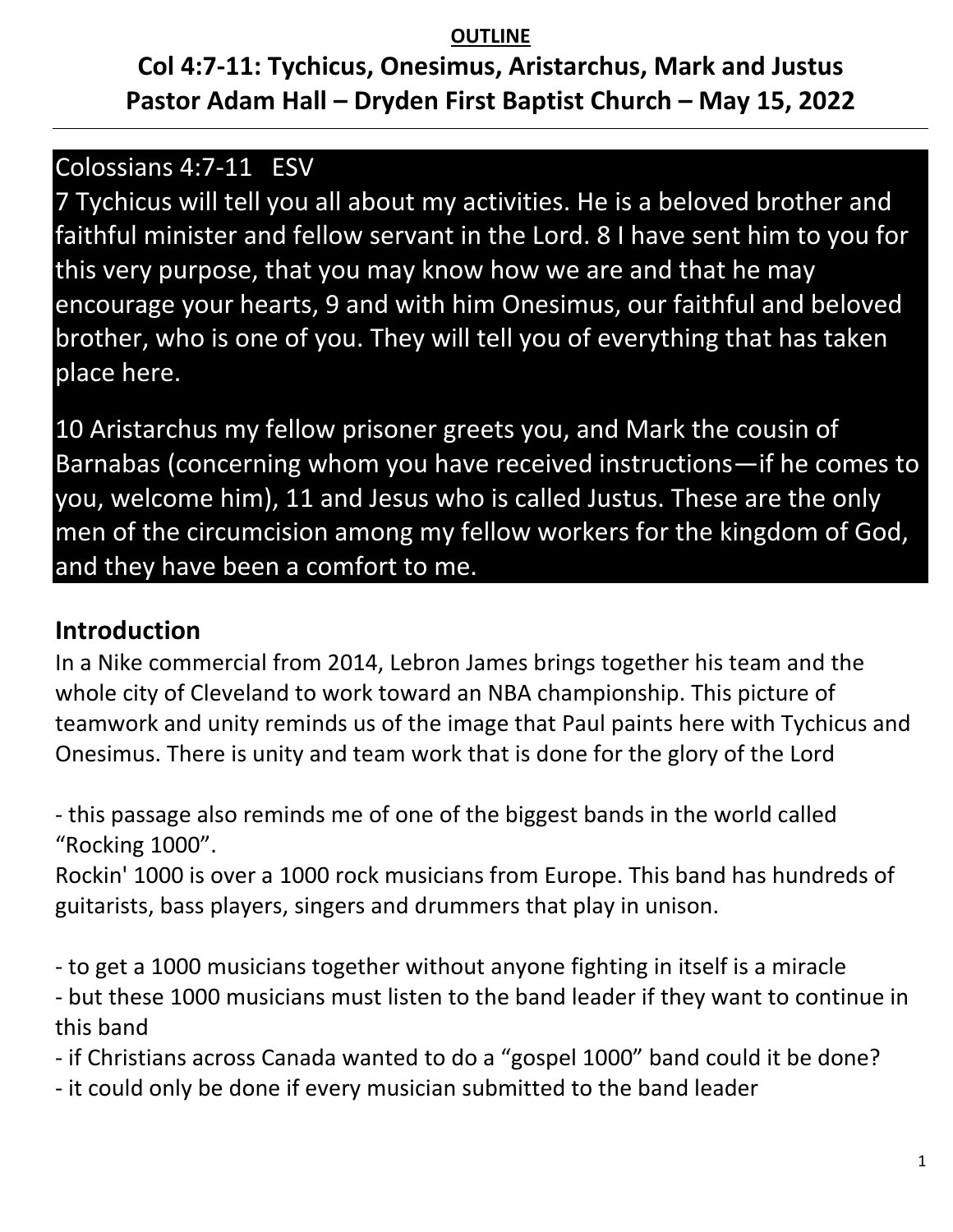**OUTLINE**

# Col 4:7-11: Tychicus, Onesimus, Aristarchus, Mark and Justus

## Pastor Adam Hall – Dryden First Baptist Church – May 15, 2022

Colossians 4:7-11   ESV

7 Tychicus will tell you all about my activities. He is a beloved brother and faithful minister and fellow servant in the Lord. 8 I have sent him to you for this very purpose, that you may know how we are and that he may encourage your hearts, 9 and with him Onesimus, our faithful and beloved brother, who is one of you. They will tell you of everything that has taken place here.

10 Aristarchus my fellow prisoner greets you, and Mark the cousin of Barnabas (concerning whom you have received instructions—if he comes to you, welcome him), 11 and Jesus who is called Justus. These are the only men of the circumcision among my fellow workers for the kingdom of God, and they have been a comfort to me.

## Introduction

In a Nike commercial from 2014, Lebron James brings together his team and the whole city of Cleveland to work toward an NBA championship. This picture of teamwork and unity reminds us of the image that Paul paints here with Tychicus and Onesimus. There is unity and team work that is done for the glory of the Lord

- this passage also reminds me of one of the biggest bands in the world called "Rocking 1000".

Rockin' 1000 is over a 1000 rock musicians from Europe. This band has hundreds of guitarists, bass players, singers and drummers that play in unison.

- to get a 1000 musicians together without anyone fighting in itself is a miracle
- but these 1000 musicians must listen to the band leader if they want to continue in this band
- if Christians across Canada wanted to do a "gospel 1000" band could it be done?
- it could only be done if every musician submitted to the band leader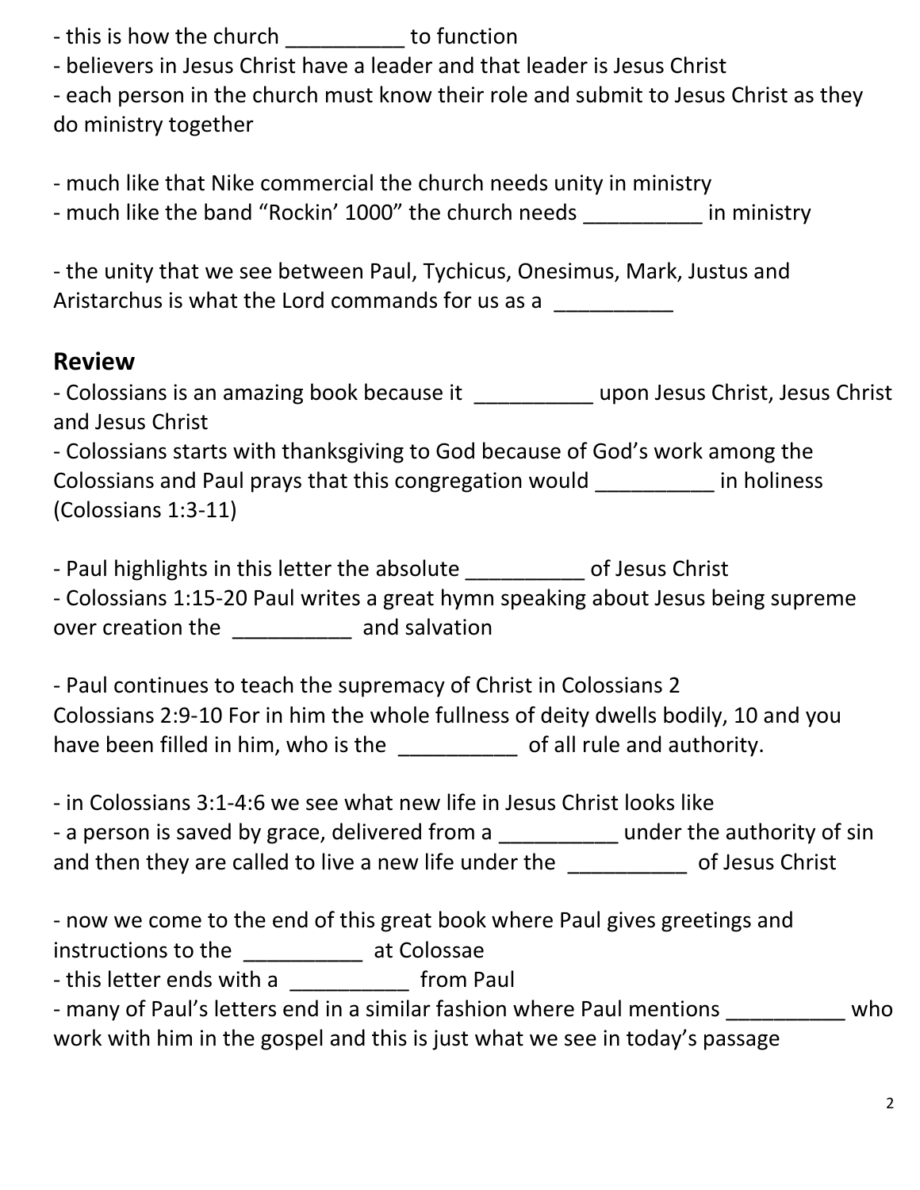- this is how the church __________ to function
- believers in Jesus Christ have a leader and that leader is Jesus Christ
- each person in the church must know their role and submit to Jesus Christ as they do ministry together

- much like that Nike commercial the church needs unity in ministry
- much like the band "Rockin' 1000" the church needs __________ in ministry

- the unity that we see between Paul, Tychicus, Onesimus, Mark, Justus and Aristarchus is what the Lord commands for us as a __________

## Review

- Colossians is an amazing book because it __________ upon Jesus Christ, Jesus Christ and Jesus Christ
- Colossians starts with thanksgiving to God because of God's work among the Colossians and Paul prays that this congregation would __________ in holiness (Colossians 1:3-11)

- Paul highlights in this letter the absolute __________ of Jesus Christ
- Colossians 1:15-20 Paul writes a great hymn speaking about Jesus being supreme over creation the __________ and salvation

- Paul continues to teach the supremacy of Christ in Colossians 2
Colossians 2:9-10 For in him the whole fullness of deity dwells bodily, 10 and you have been filled in him, who is the __________ of all rule and authority.

- in Colossians 3:1-4:6 we see what new life in Jesus Christ looks like
- a person is saved by grace, delivered from a __________ under the authority of sin and then they are called to live a new life under the __________ of Jesus Christ

- now we come to the end of this great book where Paul gives greetings and instructions to the __________ at Colossae
- this letter ends with a __________ from Paul
- many of Paul's letters end in a similar fashion where Paul mentions __________ who work with him in the gospel and this is just what we see in today's passage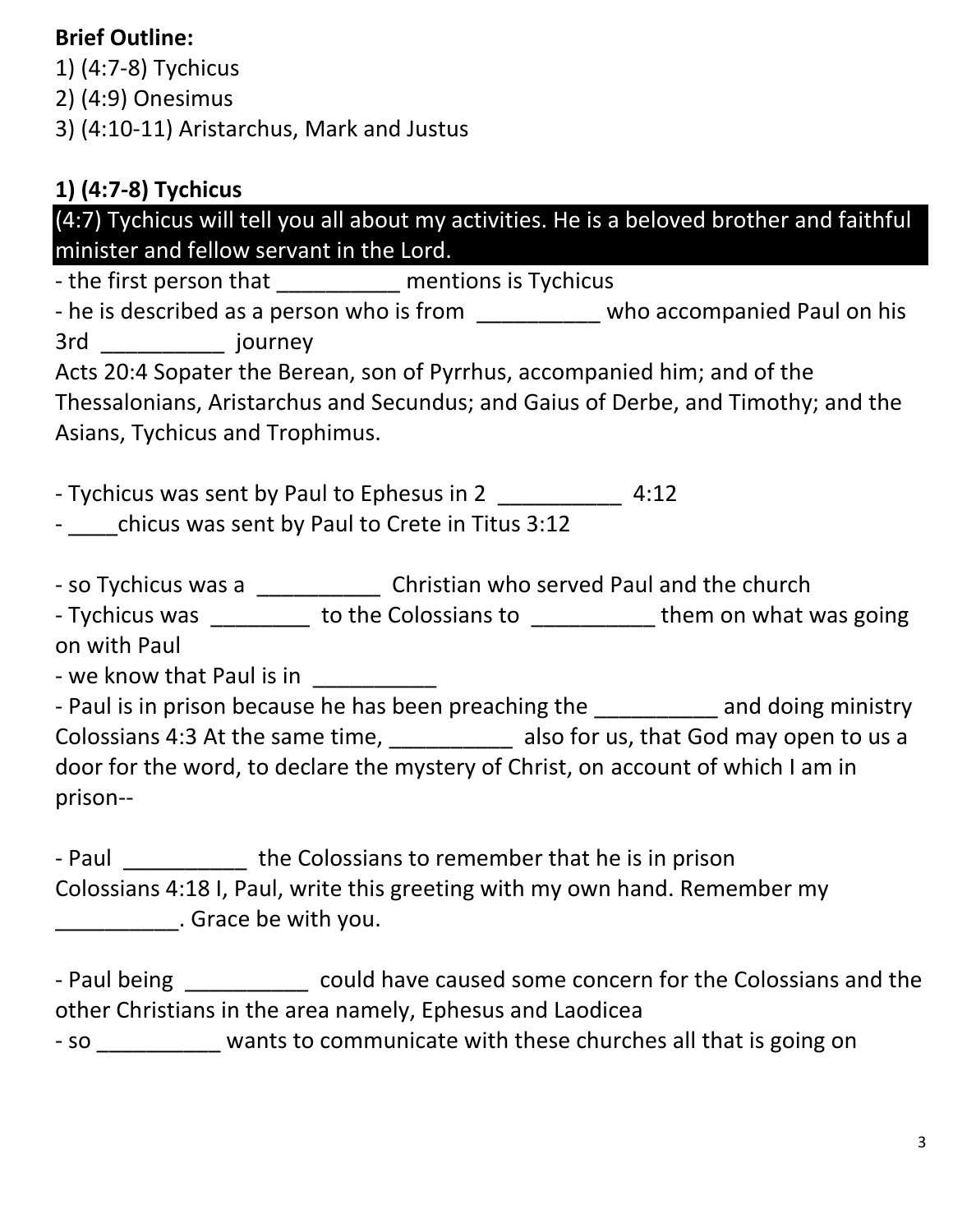**Brief Outline:**
1) (4:7-8) Tychicus
2) (4:9) Onesimus
3) (4:10-11) Aristarchus, Mark and Justus

**1) (4:7-8) Tychicus**

**(4:7) Tychicus will tell you all about my activities. He is a beloved brother and faithful minister and fellow servant in the Lord.**

- the first person that __________ mentions is Tychicus
- he is described as a person who is from __________ who accompanied Paul on his 3rd __________ journey

Acts 20:4 Sopater the Berean, son of Pyrrhus, accompanied him; and of the Thessalonians, Aristarchus and Secundus; and Gaius of Derbe, and Timothy; and the Asians, Tychicus and Trophimus.

- Tychicus was sent by Paul to Ephesus in 2 __________ 4:12
- ____chicus was sent by Paul to Crete in Titus 3:12

- so Tychicus was a __________ Christian who served Paul and the church
- Tychicus was ________ to the Colossians to __________ them on what was going on with Paul
- we know that Paul is in __________
- Paul is in prison because he has been preaching the __________ and doing ministry

Colossians 4:3 At the same time, __________ also for us, that God may open to us a door for the word, to declare the mystery of Christ, on account of which I am in prison--

- Paul __________ the Colossians to remember that he is in prison

Colossians 4:18 I, Paul, write this greeting with my own hand. Remember my __________. Grace be with you.

- Paul being __________ could have caused some concern for the Colossians and the other Christians in the area namely, Ephesus and Laodicea
- so __________ wants to communicate with these churches all that is going on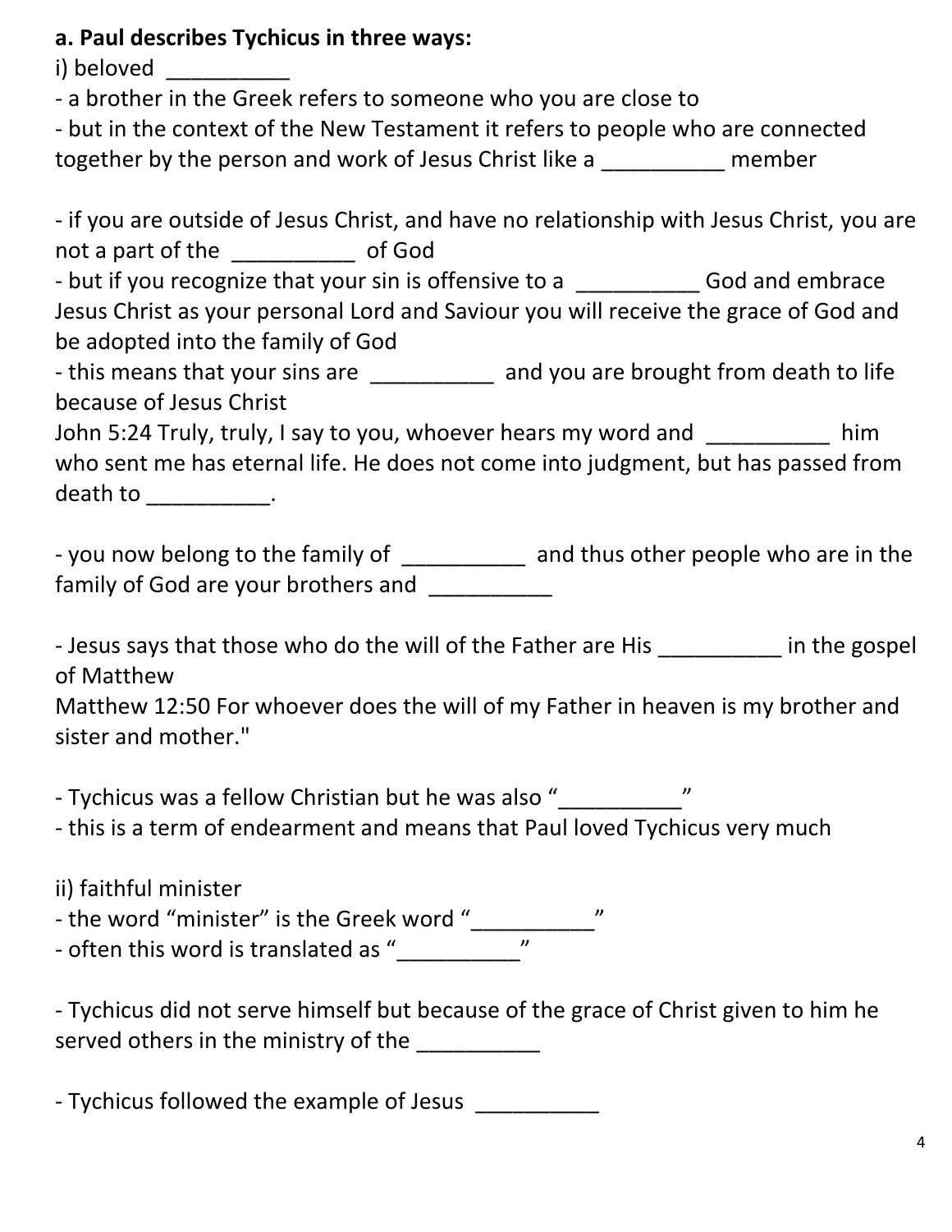**a. Paul describes Tychicus in three ways:**

i) beloved __________

- a brother in the Greek refers to someone who you are close to
- but in the context of the New Testament it refers to people who are connected together by the person and work of Jesus Christ like a __________ member

- if you are outside of Jesus Christ, and have no relationship with Jesus Christ, you are not a part of the __________ of God
- but if you recognize that your sin is offensive to a __________ God and embrace Jesus Christ as your personal Lord and Saviour you will receive the grace of God and be adopted into the family of God
- this means that your sins are __________ and you are brought from death to life because of Jesus Christ

John 5:24 Truly, truly, I say to you, whoever hears my word and __________ him who sent me has eternal life. He does not come into judgment, but has passed from death to __________.

- you now belong to the family of __________ and thus other people who are in the family of God are your brothers and __________

- Jesus says that those who do the will of the Father are His __________ in the gospel of Matthew

Matthew 12:50 For whoever does the will of my Father in heaven is my brother and sister and mother."

- Tychicus was a fellow Christian but he was also "__________"
- this is a term of endearment and means that Paul loved Tychicus very much

ii) faithful minister

- the word "minister" is the Greek word "__________"
- often this word is translated as "__________"

- Tychicus did not serve himself but because of the grace of Christ given to him he served others in the ministry of the __________

- Tychicus followed the example of Jesus __________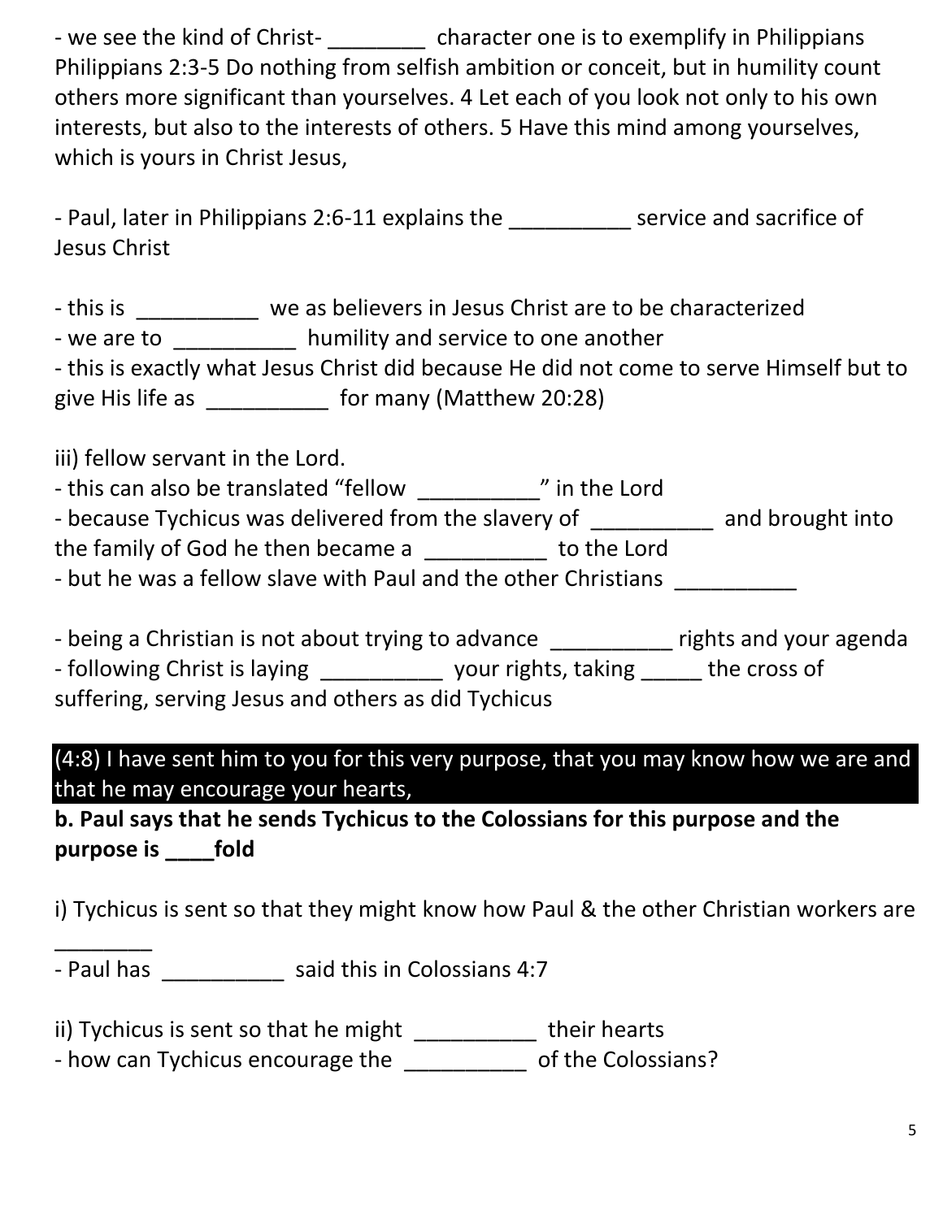- we see the kind of Christ- ________ character one is to exemplify in Philippians Philippians 2:3-5 Do nothing from selfish ambition or conceit, but in humility count others more significant than yourselves. 4 Let each of you look not only to his own interests, but also to the interests of others. 5 Have this mind among yourselves, which is yours in Christ Jesus,

- Paul, later in Philippians 2:6-11 explains the __________ service and sacrifice of Jesus Christ

- this is __________ we as believers in Jesus Christ are to be characterized
- we are to __________ humility and service to one another
- this is exactly what Jesus Christ did because He did not come to serve Himself but to give His life as __________ for many (Matthew 20:28)

iii) fellow servant in the Lord.
- this can also be translated "fellow __________" in the Lord
- because Tychicus was delivered from the slavery of __________ and brought into the family of God he then became a __________ to the Lord
- but he was a fellow slave with Paul and the other Christians __________

- being a Christian is not about trying to advance __________ rights and your agenda
- following Christ is laying __________ your rights, taking _____ the cross of suffering, serving Jesus and others as did Tychicus

(4:8) I have sent him to you for this very purpose, that you may know how we are and that he may encourage your hearts,

**b. Paul says that he sends Tychicus to the Colossians for this purpose and the purpose is ____fold**

i) Tychicus is sent so that they might know how Paul & the other Christian workers are ________
- Paul has __________ said this in Colossians 4:7

ii) Tychicus is sent so that he might __________ their hearts
- how can Tychicus encourage the __________ of the Colossians?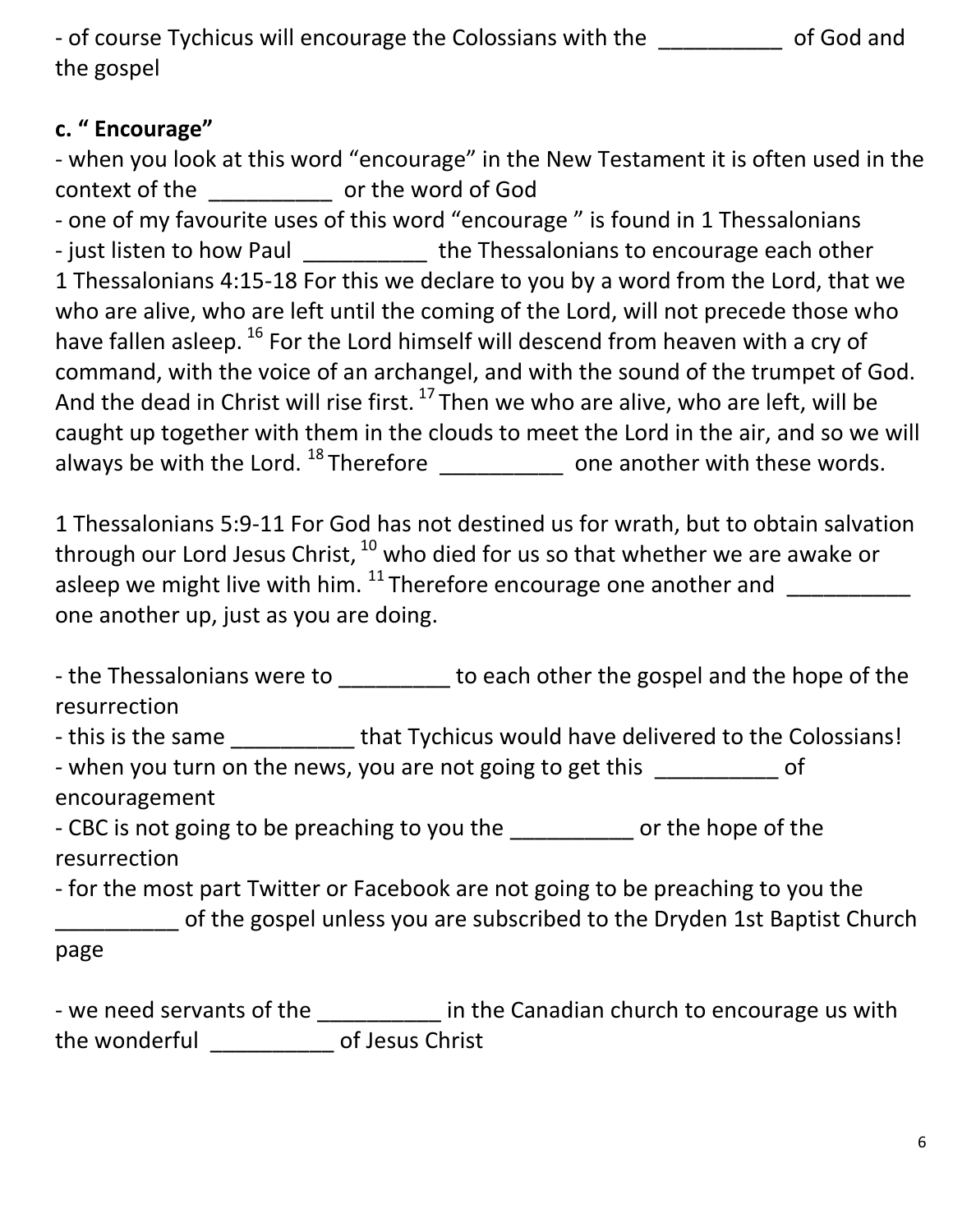- of course Tychicus will encourage the Colossians with the __________ of God and the gospel

**c. " Encourage"**

- when you look at this word "encourage" in the New Testament it is often used in the context of the __________ or the word of God
- one of my favourite uses of this word "encourage " is found in 1 Thessalonians
- just listen to how Paul __________ the Thessalonians to encourage each other

1 Thessalonians 4:15-18 For this we declare to you by a word from the Lord, that we who are alive, who are left until the coming of the Lord, will not precede those who have fallen asleep. [16] For the Lord himself will descend from heaven with a cry of command, with the voice of an archangel, and with the sound of the trumpet of God. And the dead in Christ will rise first. [17] Then we who are alive, who are left, will be caught up together with them in the clouds to meet the Lord in the air, and so we will always be with the Lord. [18] Therefore __________ one another with these words.

1 Thessalonians 5:9-11 For God has not destined us for wrath, but to obtain salvation through our Lord Jesus Christ, [10] who died for us so that whether we are awake or asleep we might live with him. [11] Therefore encourage one another and __________ one another up, just as you are doing.

- the Thessalonians were to _________ to each other the gospel and the hope of the resurrection
- this is the same __________ that Tychicus would have delivered to the Colossians!
- when you turn on the news, you are not going to get this __________ of encouragement
- CBC is not going to be preaching to you the __________ or the hope of the resurrection
- for the most part Twitter or Facebook are not going to be preaching to you the __________ of the gospel unless you are subscribed to the Dryden 1st Baptist Church page

- we need servants of the __________ in the Canadian church to encourage us with the wonderful __________ of Jesus Christ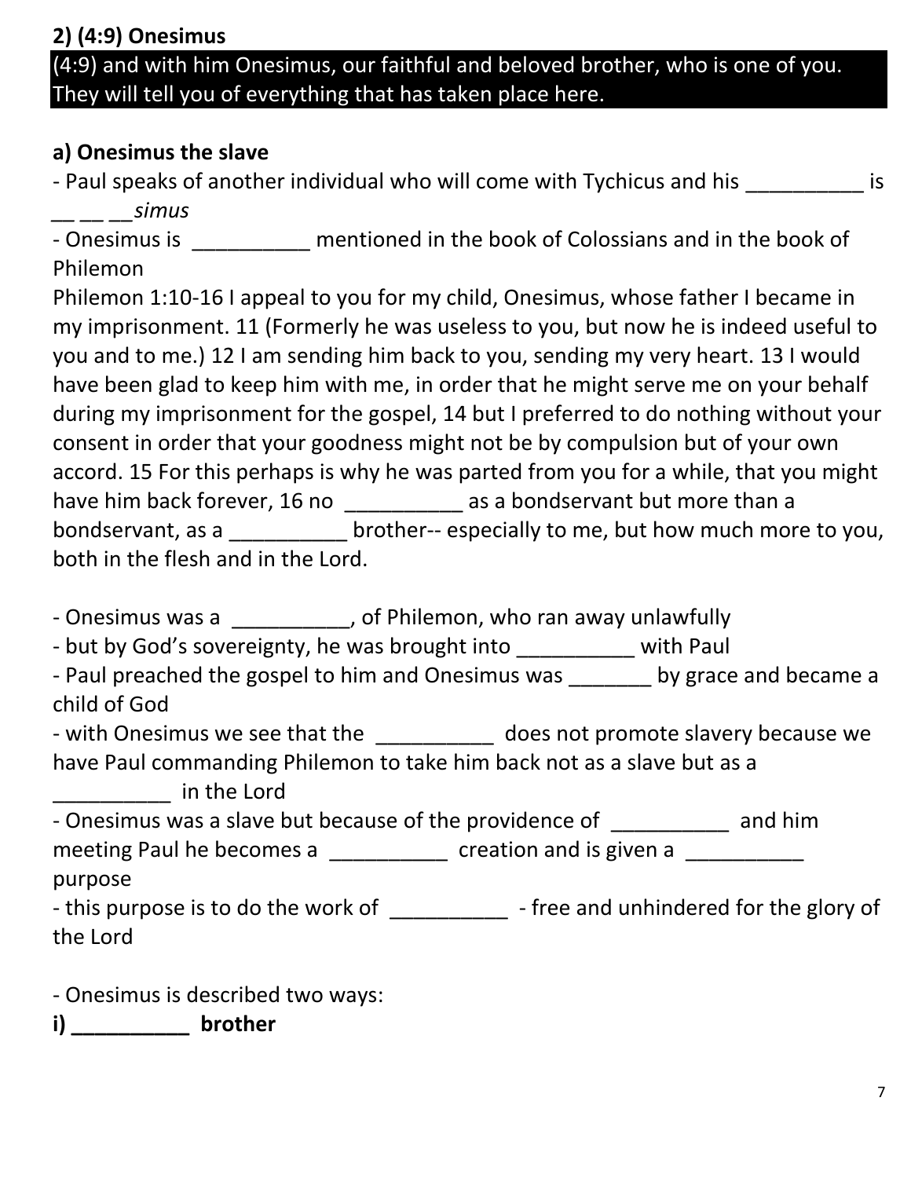## 2) (4:9) Onesimus

(4:9) and with him Onesimus, our faithful and beloved brother, who is one of you. They will tell you of everything that has taken place here.

### a) Onesimus the slave

- Paul speaks of another individual who will come with Tychicus and his __________ is __ __ __*simus*
- Onesimus is __________ mentioned in the book of Colossians and in the book of Philemon

Philemon 1:10-16 I appeal to you for my child, Onesimus, whose father I became in my imprisonment. 11 (Formerly he was useless to you, but now he is indeed useful to you and to me.) 12 I am sending him back to you, sending my very heart. 13 I would have been glad to keep him with me, in order that he might serve me on your behalf during my imprisonment for the gospel, 14 but I preferred to do nothing without your consent in order that your goodness might not be by compulsion but of your own accord. 15 For this perhaps is why he was parted from you for a while, that you might have him back forever, 16 no __________ as a bondservant but more than a bondservant, as a __________ brother-- especially to me, but how much more to you, both in the flesh and in the Lord.

- Onesimus was a __________, of Philemon, who ran away unlawfully
- but by God's sovereignty, he was brought into __________ with Paul
- Paul preached the gospel to him and Onesimus was _______ by grace and became a child of God
- with Onesimus we see that the __________ does not promote slavery because we have Paul commanding Philemon to take him back not as a slave but as a __________ in the Lord
- Onesimus was a slave but because of the providence of __________ and him meeting Paul he becomes a __________ creation and is given a __________ purpose
- this purpose is to do the work of __________ - free and unhindered for the glory of the Lord

- Onesimus is described two ways:

**i) __________ brother**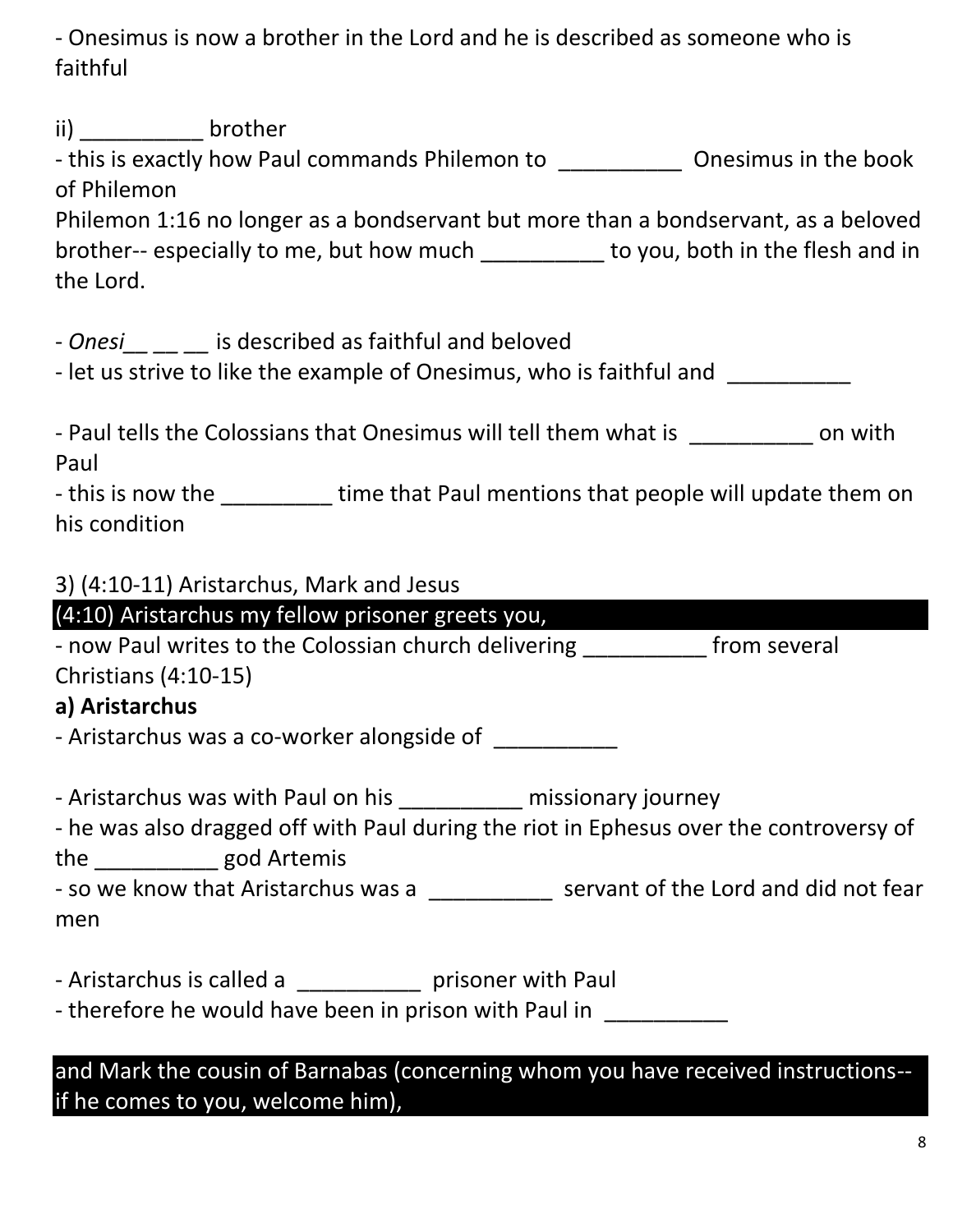- Onesimus is now a brother in the Lord and he is described as someone who is faithful

ii) __________ brother
- this is exactly how Paul commands Philemon to __________ Onesimus in the book of Philemon
Philemon 1:16 no longer as a bondservant but more than a bondservant, as a beloved brother-- especially to me, but how much __________ to you, both in the flesh and in the Lord.

- *Onesi*__ __ __ is described as faithful and beloved
- let us strive to like the example of Onesimus, who is faithful and __________

- Paul tells the Colossians that Onesimus will tell them what is __________ on with Paul
- this is now the _________ time that Paul mentions that people will update them on his condition

3) (4:10-11) Aristarchus, Mark and Jesus

**(4:10) Aristarchus my fellow prisoner greets you,**

- now Paul writes to the Colossian church delivering __________ from several Christians (4:10-15)

**a) Aristarchus**

- Aristarchus was a co-worker alongside of __________

- Aristarchus was with Paul on his __________ missionary journey
- he was also dragged off with Paul during the riot in Ephesus over the controversy of the __________ god Artemis
- so we know that Aristarchus was a __________ servant of the Lord and did not fear men

- Aristarchus is called a __________ prisoner with Paul
- therefore he would have been in prison with Paul in __________

**and Mark the cousin of Barnabas (concerning whom you have received instructions-- if he comes to you, welcome him),**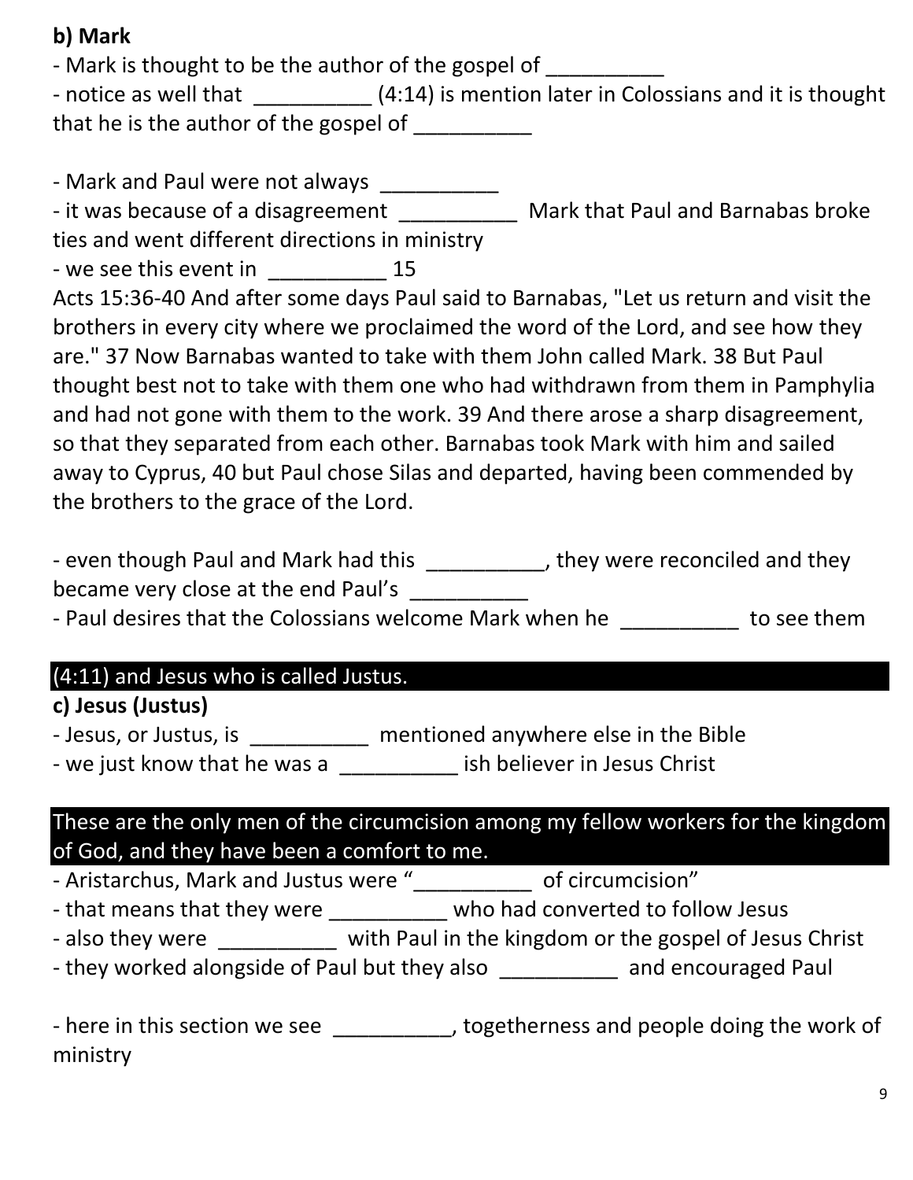**b) Mark**

- Mark is thought to be the author of the gospel of __________
- notice as well that __________ (4:14) is mention later in Colossians and it is thought that he is the author of the gospel of __________

- Mark and Paul were not always __________
- it was because of a disagreement __________ Mark that Paul and Barnabas broke ties and went different directions in ministry
- we see this event in __________ 15

Acts 15:36-40 And after some days Paul said to Barnabas, "Let us return and visit the brothers in every city where we proclaimed the word of the Lord, and see how they are." 37 Now Barnabas wanted to take with them John called Mark. 38 But Paul thought best not to take with them one who had withdrawn from them in Pamphylia and had not gone with them to the work. 39 And there arose a sharp disagreement, so that they separated from each other. Barnabas took Mark with him and sailed away to Cyprus, 40 but Paul chose Silas and departed, having been commended by the brothers to the grace of the Lord.

- even though Paul and Mark had this __________, they were reconciled and they became very close at the end Paul's __________
- Paul desires that the Colossians welcome Mark when he __________ to see them

**(4:11) and Jesus who is called Justus.**

**c) Jesus (Justus)**

- Jesus, or Justus, is __________ mentioned anywhere else in the Bible
- we just know that he was a __________ ish believer in Jesus Christ

**These are the only men of the circumcision among my fellow workers for the kingdom of God, and they have been a comfort to me.**

- Aristarchus, Mark and Justus were "__________ of circumcision"
- that means that they were __________ who had converted to follow Jesus
- also they were __________ with Paul in the kingdom or the gospel of Jesus Christ
- they worked alongside of Paul but they also __________ and encouraged Paul

- here in this section we see __________, togetherness and people doing the work of ministry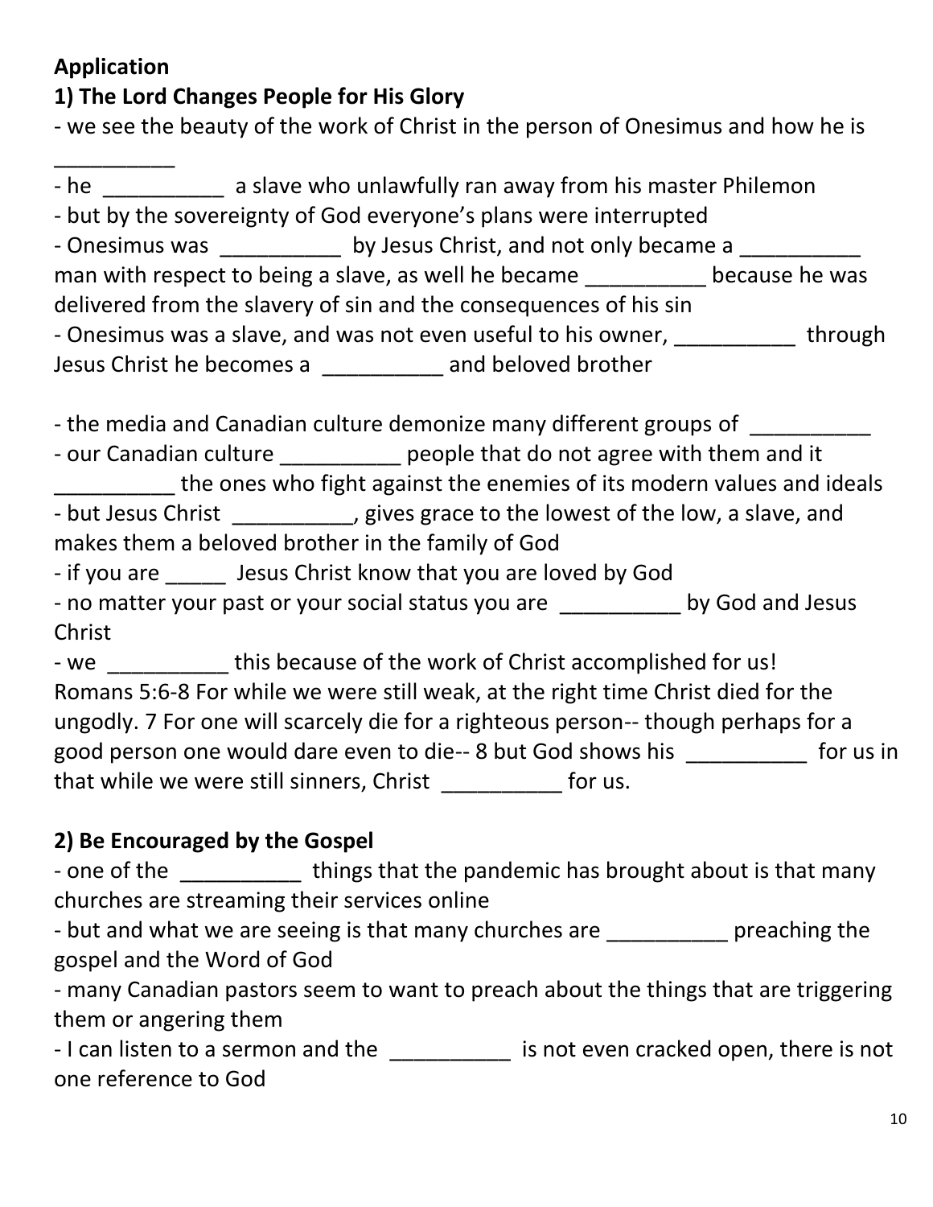**Application**

**1) The Lord Changes People for His Glory**

- we see the beauty of the work of Christ in the person of Onesimus and how he is __________
- he __________ a slave who unlawfully ran away from his master Philemon
- but by the sovereignty of God everyone's plans were interrupted
- Onesimus was __________ by Jesus Christ, and not only became a __________ man with respect to being a slave, as well he became __________ because he was delivered from the slavery of sin and the consequences of his sin
- Onesimus was a slave, and was not even useful to his owner, __________ through Jesus Christ he becomes a __________ and beloved brother

- the media and Canadian culture demonize many different groups of __________
- our Canadian culture __________ people that do not agree with them and it __________ the ones who fight against the enemies of its modern values and ideals
- but Jesus Christ __________, gives grace to the lowest of the low, a slave, and makes them a beloved brother in the family of God
- if you are _____ Jesus Christ know that you are loved by God
- no matter your past or your social status you are __________ by God and Jesus Christ
- we __________ this because of the work of Christ accomplished for us!

Romans 5:6-8 For while we were still weak, at the right time Christ died for the ungodly. 7 For one will scarcely die for a righteous person-- though perhaps for a good person one would dare even to die-- 8 but God shows his __________ for us in that while we were still sinners, Christ __________ for us.

**2) Be Encouraged by the Gospel**

- one of the __________ things that the pandemic has brought about is that many churches are streaming their services online
- but and what we are seeing is that many churches are __________ preaching the gospel and the Word of God
- many Canadian pastors seem to want to preach about the things that are triggering them or angering them
- I can listen to a sermon and the __________ is not even cracked open, there is not one reference to God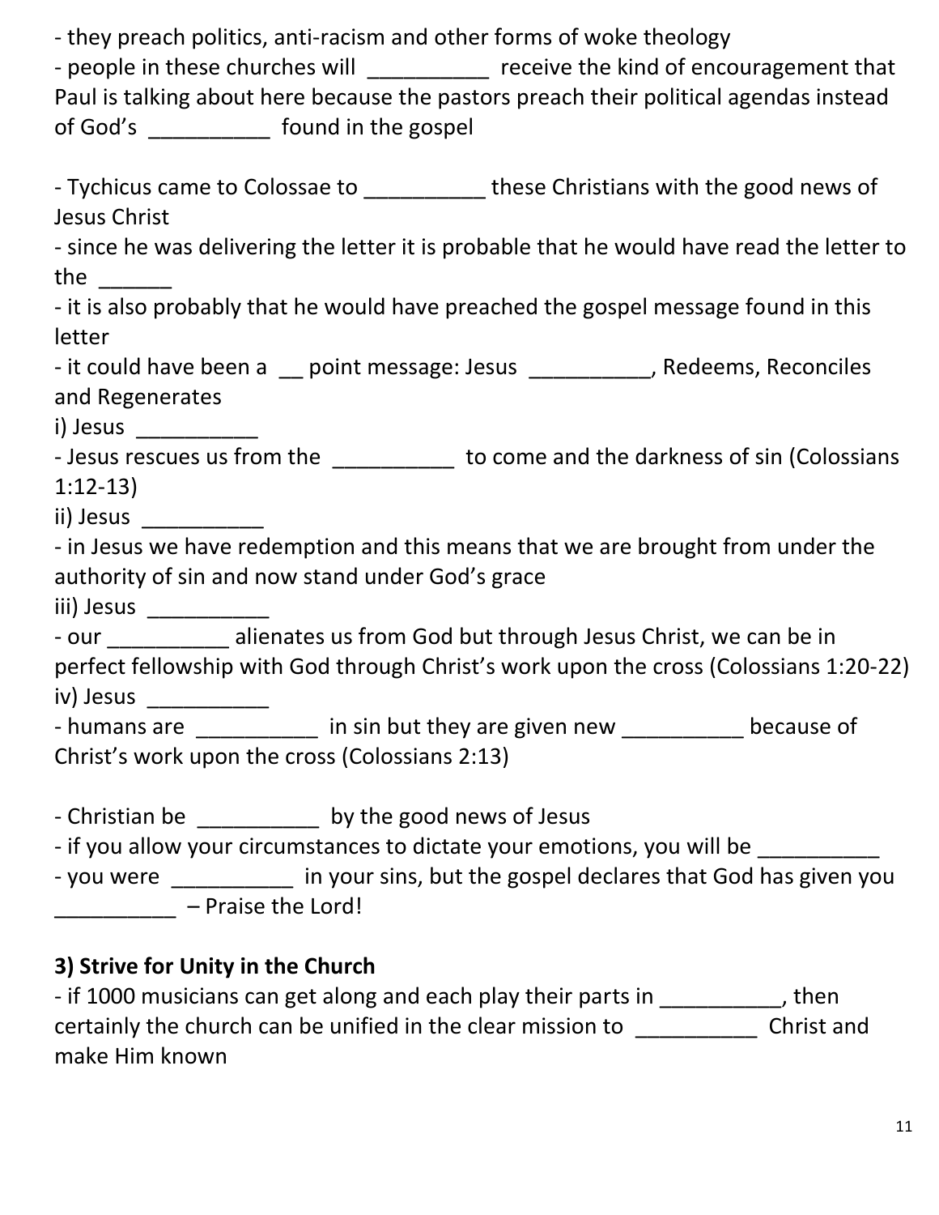- they preach politics, anti-racism and other forms of woke theology
- people in these churches will __________ receive the kind of encouragement that Paul is talking about here because the pastors preach their political agendas instead of God's __________ found in the gospel

- Tychicus came to Colossae to __________ these Christians with the good news of Jesus Christ
- since he was delivering the letter it is probable that he would have read the letter to the ______
- it is also probably that he would have preached the gospel message found in this letter
- it could have been a __ point message: Jesus __________, Redeems, Reconciles and Regenerates

i) Jesus __________
- Jesus rescues us from the __________ to come and the darkness of sin (Colossians 1:12-13)

ii) Jesus __________
- in Jesus we have redemption and this means that we are brought from under the authority of sin and now stand under God's grace

iii) Jesus __________
- our __________ alienates us from God but through Jesus Christ, we can be in perfect fellowship with God through Christ's work upon the cross (Colossians 1:20-22)

iv) Jesus __________
- humans are __________ in sin but they are given new __________ because of Christ's work upon the cross (Colossians 2:13)

- Christian be __________ by the good news of Jesus
- if you allow your circumstances to dictate your emotions, you will be __________
- you were __________ in your sins, but the gospel declares that God has given you __________ – Praise the Lord!

### 3) Strive for Unity in the Church

- if 1000 musicians can get along and each play their parts in __________, then certainly the church can be unified in the clear mission to __________ Christ and make Him known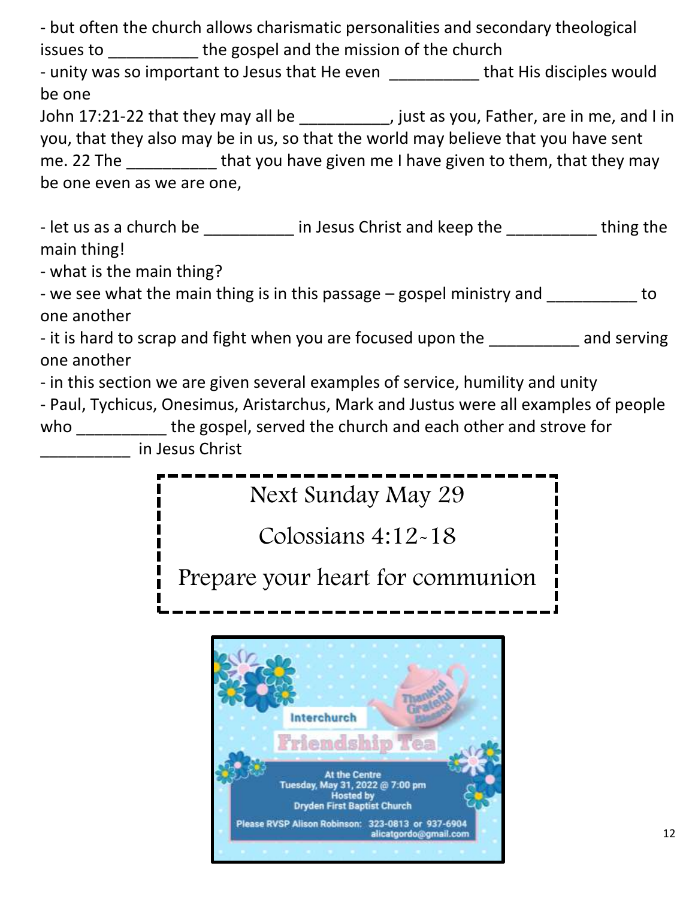- but often the church allows charismatic personalities and secondary theological issues to __________ the gospel and the mission of the church
- unity was so important to Jesus that He even __________ that His disciples would be one

John 17:21-22 that they may all be __________, just as you, Father, are in me, and I in you, that they also may be in us, so that the world may believe that you have sent me. 22 The __________ that you have given me I have given to them, that they may be one even as we are one,

- let us as a church be __________ in Jesus Christ and keep the __________ thing the main thing!
- what is the main thing?
- we see what the main thing is in this passage – gospel ministry and __________ to one another
- it is hard to scrap and fight when you are focused upon the __________ and serving one another
- in this section we are given several examples of service, humility and unity
- Paul, Tychicus, Onesimus, Aristarchus, Mark and Justus were all examples of people who __________ the gospel, served the church and each other and strove for __________ in Jesus Christ

Next Sunday May 29

Colossians 4:12-18

Prepare your heart for communion

Interchurch

Friendship Tea

Thankful Grateful Blessed

At the Centre
Tuesday, May 31, 2022 @ 7:00 pm
Hosted by
Dryden First Baptist Church

Please RVSP Alison Robinson: 323-0813 or 937-6904
alicatgordo@gmail.com